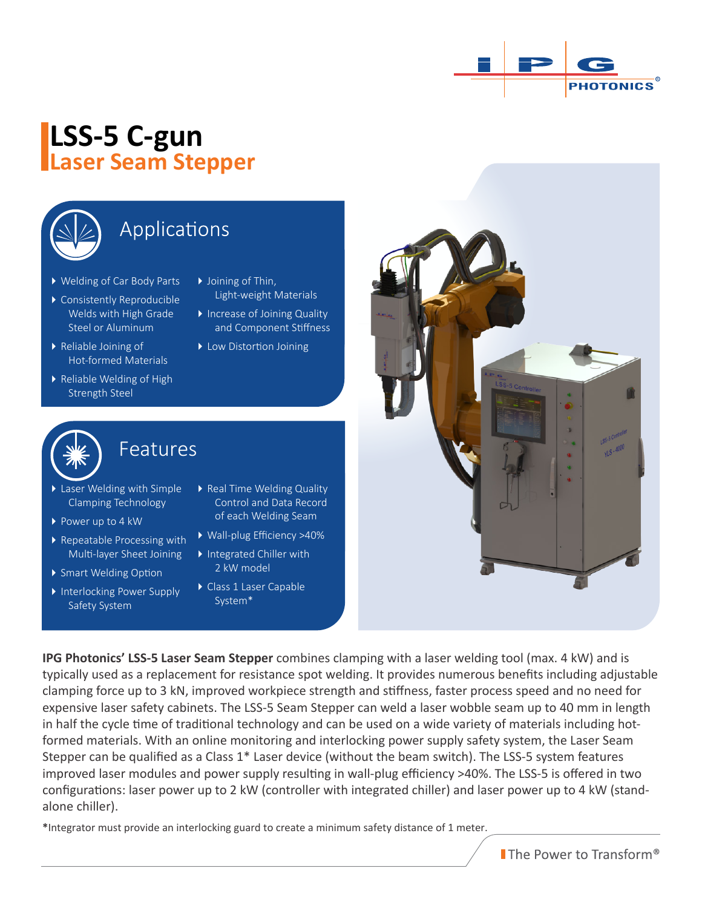# LSS-5 C-gun

## Laser Seam Stepper

### Applications

- Welding of Car Body Parts
- Consistently Reproducible Welds with High Grade Steel or Aluminum
- Reliable Joining of Hot-formed Materials
- Reliable Welding of High Strength Steel
- Joining of Thin, Light-weight Materials
- Increase of Joining Quality and Component Stiffness
- Low Distortion Joining

### Features

- Laser Welding with Simple Clamping Technology
- Power up to 4 kW
- Repeatable Processing with Multi-layer Sheet Joining
- Smart Welding Option
- Interlocking Power Supply Safety System
- Real Time Welding Quality Control and Data Record of each Welding Seam
- Wall-plug Efficiency >40%
- Integrated Chiller with 2 kW model
- Class 1 Laser Capable System*

**IPG Photonics' LSS-5 Laser Seam Stepper** combines clamping with a laser welding tool (max. 4 kW) and is typically used as a replacement for resistance spot welding. It provides numerous benefits including adjustable clamping force up to 3 kN, improved workpiece strength and stiffness, faster process speed and no need for expensive laser safety cabinets. The LSS-5 Seam Stepper can weld a laser wobble seam up to 40 mm in length in half the cycle time of traditional technology and can be used on a wide variety of materials including hot-formed materials. With an online monitoring and interlocking power supply safety system, the Laser Seam Stepper can be qualified as a Class 1* Laser device (without the beam switch). The LSS-5 system features improved laser modules and power supply resulting in wall-plug efficiency >40%. The LSS-5 is offered in two configurations: laser power up to 2 kW (controller with integrated chiller) and laser power up to 4 kW (stand-alone chiller).

*Integrator must provide an interlocking guard to create a minimum safety distance of 1 meter.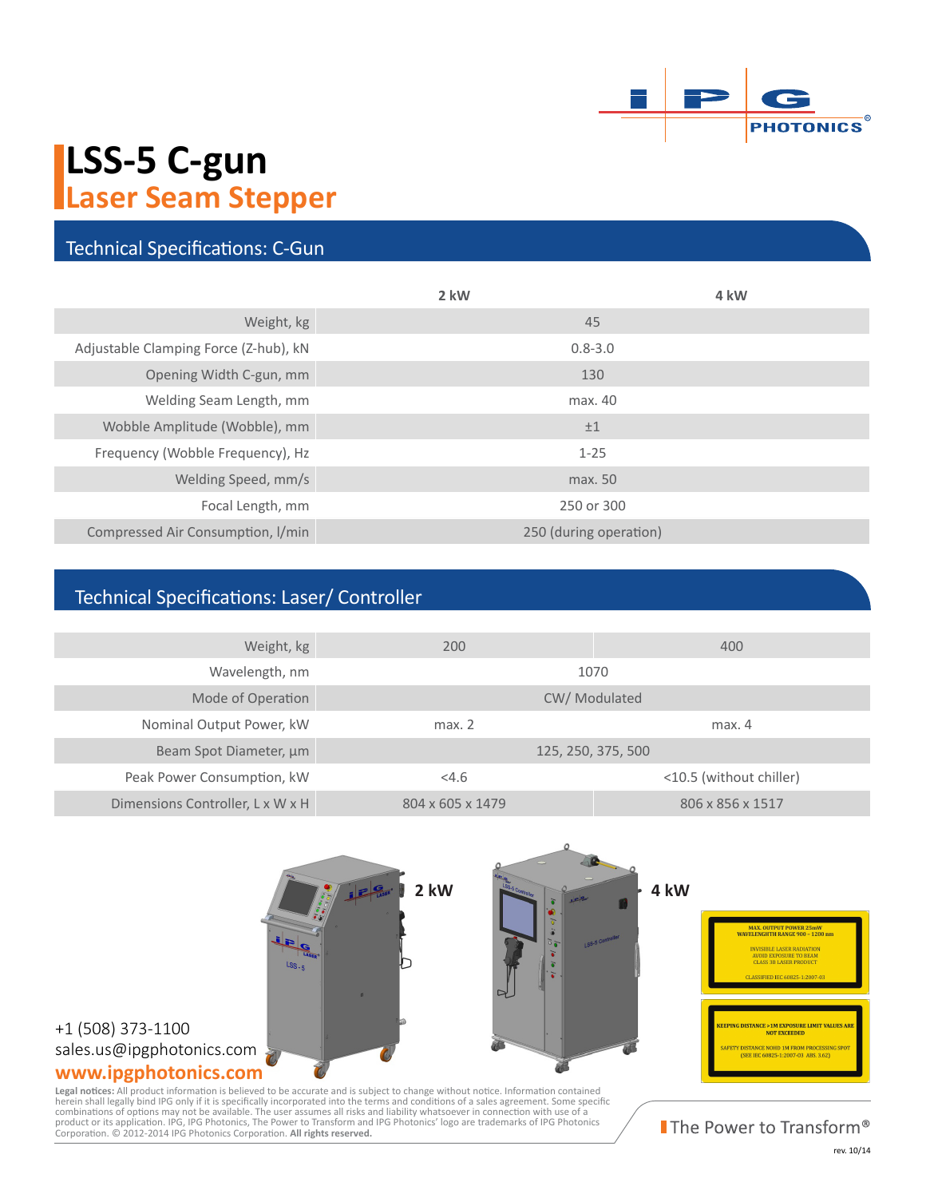# LSS-5 C-gun

## Laser Seam Stepper

## Technical Specifications: C-Gun

| | 2 kW | 4 kW |
|---|---|---|
| Weight, kg | 45 | |
| Adjustable Clamping Force (Z-hub), kN | 0.8-3.0 | |
| Opening Width C-gun, mm | 130 | |
| Welding Seam Length, mm | max. 40 | |
| Wobble Amplitude (Wobble), mm | ±1 | |
| Frequency (Wobble Frequency), Hz | 1-25 | |
| Welding Speed, mm/s | max. 50 | |
| Focal Length, mm | 250 or 300 | |
| Compressed Air Consumption, l/min | 250 (during operation) | |

## Technical Specifications: Laser/ Controller

| | | |
|---|---|---|
| Weight, kg | 200 | 400 |
| Wavelength, nm | 1070 | |
| Mode of Operation | CW/ Modulated | |
| Nominal Output Power, kW | max. 2 | max. 4 |
| Beam Spot Diameter, µm | 125, 250, 375, 500 | |
| Peak Power Consumption, kW | <4.6 | <10.5 (without chiller) |
| Dimensions Controller, L x W x H | 804 x 605 x 1479 | 806 x 856 x 1517 |

2 kW

4 kW

MAX. OUTPUT POWER 25mW
WAVELENGTH RANGE 900 – 1200 nm

INVISIBLE LASER RADIATION
AVOID EXPOSURE TO BEAM
CLASS 3B LASER PRODUCT

CLASSIFIED IEC 60825-1:2007-03

KEEPING DISTANCE > 1M EXPOSURE LIMIT VALUES ARE NOT EXCEEDED

SAFETY DISTANCE NOHD 1M FROM PROCESSING SPOT
(SEE IEC 60825-1:2007-03 ABS. 3.62)

+1 (508) 373-1100
sales.us@ipgphotonics.com
**www.ipgphotonics.com**

**Legal notices:** All product information is believed to be accurate and is subject to change without notice. Information contained herein shall legally bind IPG only if it is specifically incorporated into the terms and conditions of a sales agreement. Some specific combinations of options may not be available. The user assumes all risks and liability whatsoever in connection with use of a product or its application. IPG, IPG Photonics, The Power to Transform and IPG Photonics' logo are trademarks of IPG Photonics Corporation. © 2012-2014 IPG Photonics Corporation. **All rights reserved.**

The Power to Transform®

rev. 10/14